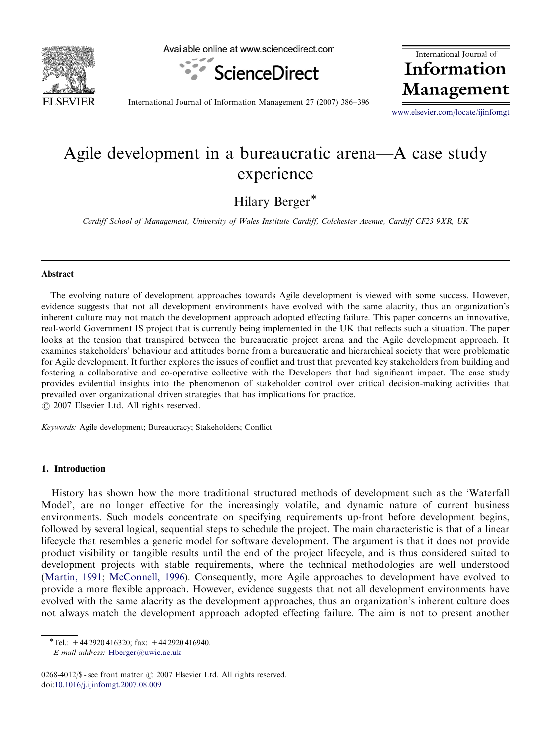# Agile development in a bureaucratic arena—A case study experience

Hilary Berger*

*Cardiff School of Management, University of Wales Institute Cardiff, Colchester Avenue, Cardiff CF23 9XR, UK*

---

## Abstract

The evolving nature of development approaches towards Agile development is viewed with some success. However, evidence suggests that not all development environments have evolved with the same alacrity, thus an organization's inherent culture may not match the development approach adopted effecting failure. This paper concerns an innovative, real-world Government IS project that is currently being implemented in the UK that reflects such a situation. The paper looks at the tension that transpired between the bureaucratic project arena and the Agile development approach. It examines stakeholders' behaviour and attitudes borne from a bureaucratic and hierarchical society that were problematic for Agile development. It further explores the issues of conflict and trust that prevented key stakeholders from building and fostering a collaborative and co-operative collective with the Developers that had significant impact. The case study provides evidential insights into the phenomenon of stakeholder control over critical decision-making activities that prevailed over organizational driven strategies that has implications for practice.

© 2007 Elsevier Ltd. All rights reserved.

*Keywords:* Agile development; Bureaucracy; Stakeholders; Conflict

---

## 1. Introduction

History has shown how the more traditional structured methods of development such as the 'Waterfall Model', are no longer effective for the increasingly volatile, and dynamic nature of current business environments. Such models concentrate on specifying requirements up-front before development begins, followed by several logical, sequential steps to schedule the project. The main characteristic is that of a linear lifecycle that resembles a generic model for software development. The argument is that it does not provide product visibility or tangible results until the end of the project lifecycle, and is thus considered suited to development projects with stable requirements, where the technical methodologies are well understood (Martin, 1991; McConnell, 1996). Consequently, more Agile approaches to development have evolved to provide a more flexible approach. However, evidence suggests that not all development environments have evolved with the same alacrity as the development approaches, thus an organization's inherent culture does not always match the development approach adopted effecting failure. The aim is not to present another

---

*Tel.: +44 2920 416320; fax: +44 2920 416940.
*E-mail address:* Hberger@uwic.ac.uk

0268-4012/$ - see front matter © 2007 Elsevier Ltd. All rights reserved.
doi:10.1016/j.ijinfomgt.2007.08.009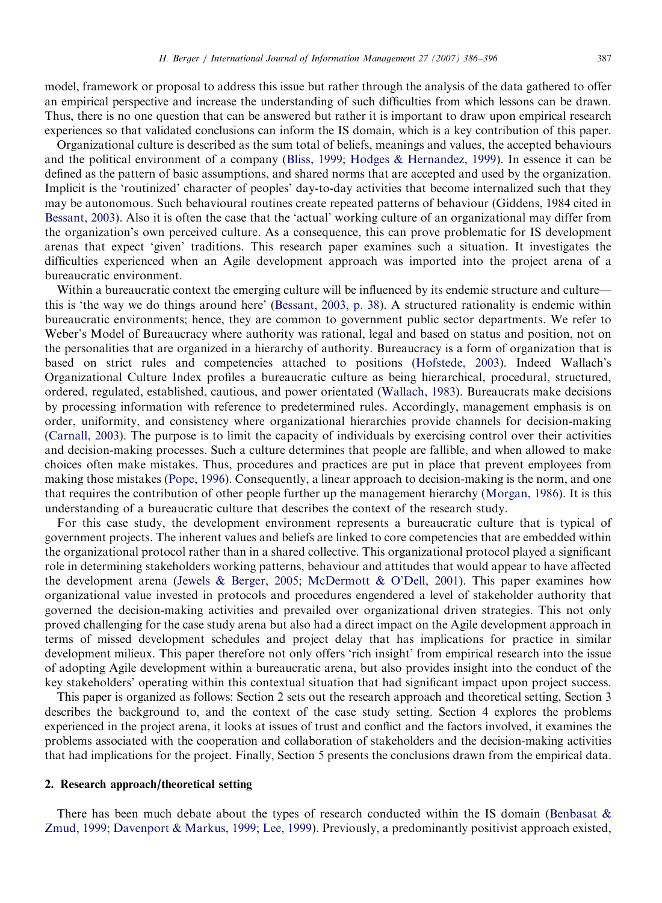model, framework or proposal to address this issue but rather through the analysis of the data gathered to offer an empirical perspective and increase the understanding of such difficulties from which lessons can be drawn. Thus, there is no one question that can be answered but rather it is important to draw upon empirical research experiences so that validated conclusions can inform the IS domain, which is a key contribution of this paper.

Organizational culture is described as the sum total of beliefs, meanings and values, the accepted behaviours and the political environment of a company (Bliss, 1999; Hodges & Hernandez, 1999). In essence it can be defined as the pattern of basic assumptions, and shared norms that are accepted and used by the organization. Implicit is the 'routinized' character of peoples' day-to-day activities that become internalized such that they may be autonomous. Such behavioural routines create repeated patterns of behaviour (Giddens, 1984 cited in Bessant, 2003). Also it is often the case that the 'actual' working culture of an organizational may differ from the organization's own perceived culture. As a consequence, this can prove problematic for IS development arenas that expect 'given' traditions. This research paper examines such a situation. It investigates the difficulties experienced when an Agile development approach was imported into the project arena of a bureaucratic environment.

Within a bureaucratic context the emerging culture will be influenced by its endemic structure and culture—this is 'the way we do things around here' (Bessant, 2003, p. 38). A structured rationality is endemic within bureaucratic environments; hence, they are common to government public sector departments. We refer to Weber's Model of Bureaucracy where authority was rational, legal and based on status and position, not on the personalities that are organized in a hierarchy of authority. Bureaucracy is a form of organization that is based on strict rules and competencies attached to positions (Hofstede, 2003). Indeed Wallach's Organizational Culture Index profiles a bureaucratic culture as being hierarchical, procedural, structured, ordered, regulated, established, cautious, and power orientated (Wallach, 1983). Bureaucrats make decisions by processing information with reference to predetermined rules. Accordingly, management emphasis is on order, uniformity, and consistency where organizational hierarchies provide channels for decision-making (Carnall, 2003). The purpose is to limit the capacity of individuals by exercising control over their activities and decision-making processes. Such a culture determines that people are fallible, and when allowed to make choices often make mistakes. Thus, procedures and practices are put in place that prevent employees from making those mistakes (Pope, 1996). Consequently, a linear approach to decision-making is the norm, and one that requires the contribution of other people further up the management hierarchy (Morgan, 1986). It is this understanding of a bureaucratic culture that describes the context of the research study.

For this case study, the development environment represents a bureaucratic culture that is typical of government projects. The inherent values and beliefs are linked to core competencies that are embedded within the organizational protocol rather than in a shared collective. This organizational protocol played a significant role in determining stakeholders working patterns, behaviour and attitudes that would appear to have affected the development arena (Jewels & Berger, 2005; McDermott & O'Dell, 2001). This paper examines how organizational value invested in protocols and procedures engendered a level of stakeholder authority that governed the decision-making activities and prevailed over organizational driven strategies. This not only proved challenging for the case study arena but also had a direct impact on the Agile development approach in terms of missed development schedules and project delay that has implications for practice in similar development milieux. This paper therefore not only offers 'rich insight' from empirical research into the issue of adopting Agile development within a bureaucratic arena, but also provides insight into the conduct of the key stakeholders' operating within this contextual situation that had significant impact upon project success.

This paper is organized as follows: Section 2 sets out the research approach and theoretical setting, Section 3 describes the background to, and the context of the case study setting. Section 4 explores the problems experienced in the project arena, it looks at issues of trust and conflict and the factors involved, it examines the problems associated with the cooperation and collaboration of stakeholders and the decision-making activities that had implications for the project. Finally, Section 5 presents the conclusions drawn from the empirical data.

## 2. Research approach/theoretical setting

There has been much debate about the types of research conducted within the IS domain (Benbasat & Zmud, 1999; Davenport & Markus, 1999; Lee, 1999). Previously, a predominantly positivist approach existed,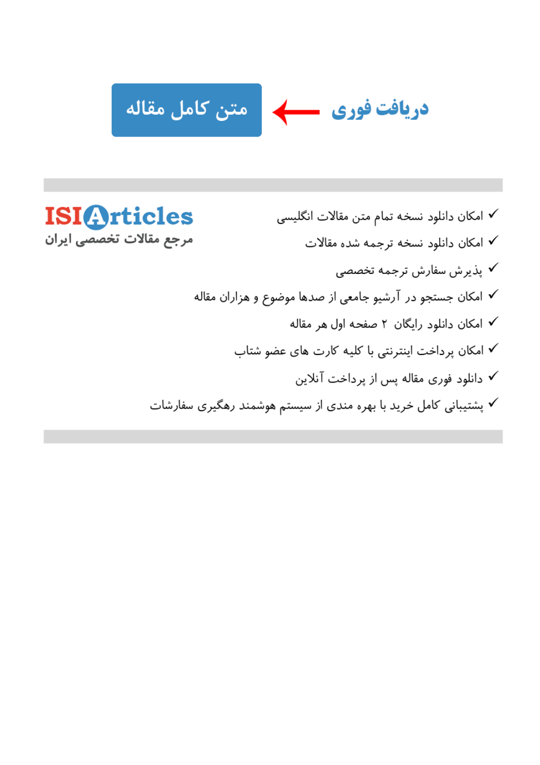دریافت فوری ← متن کامل مقاله

**ISIArticles**
مرجع مقالات تخصصی ایران

- ✓ امکان دانلود نسخه تمام متن مقالات انگلیسی
- ✓ امکان دانلود نسخه ترجمه شده مقالات
- ✓ پذیرش سفارش ترجمه تخصصی
- ✓ امکان جستجو در آرشیو جامعی از صدها موضوع و هزاران مقاله
- ✓ امکان دانلود رایگان ۲ صفحه اول هر مقاله
- ✓ امکان پرداخت اینترنتی با کلیه کارت های عضو شتاب
- ✓ دانلود فوری مقاله پس از پرداخت آنلاین
- ✓ پشتیبانی کامل خرید با بهره مندی از سیستم هوشمند رهگیری سفارشات